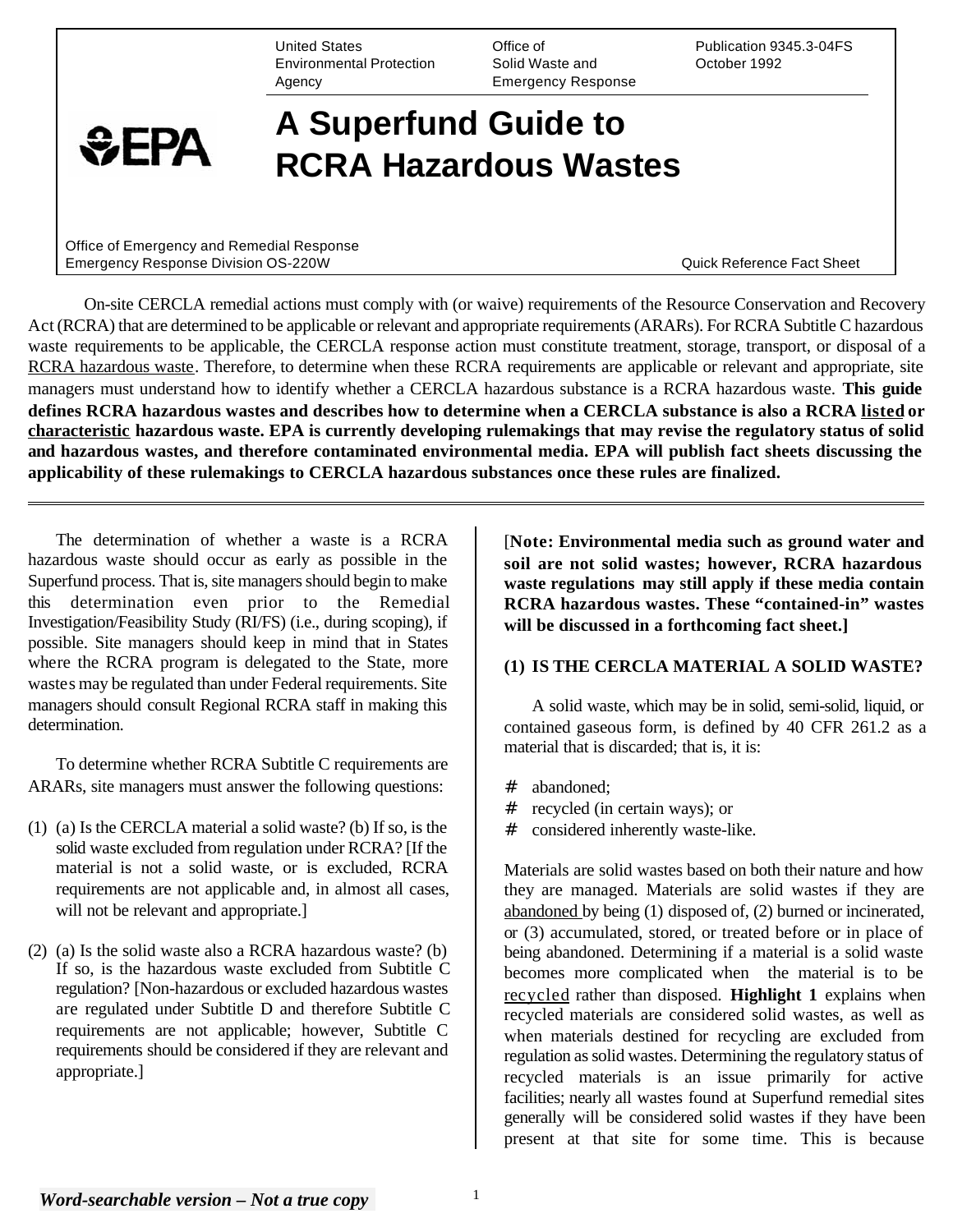United States Environmental Protection Agency

Office of Solid Waste and Emergency Response

Publication 9345.3-04FS
October 1992

# A Superfund Guide to RCRA Hazardous Wastes

Office of Emergency and Remedial Response
Emergency Response Division OS-220W

Quick Reference Fact Sheet

On-site CERCLA remedial actions must comply with (or waive) requirements of the Resource Conservation and Recovery Act (RCRA) that are determined to be applicable or relevant and appropriate requirements (ARARs). For RCRA Subtitle C hazardous waste requirements to be applicable, the CERCLA response action must constitute treatment, storage, transport, or disposal of a RCRA hazardous waste. Therefore, to determine when these RCRA requirements are applicable or relevant and appropriate, site managers must understand how to identify whether a CERCLA hazardous substance is a RCRA hazardous waste. **This guide defines RCRA hazardous wastes and describes how to determine when a CERCLA substance is also a RCRA listed or characteristic hazardous waste. EPA is currently developing rulemakings that may revise the regulatory status of solid and hazardous wastes, and therefore contaminated environmental media. EPA will publish fact sheets discussing the applicability of these rulemakings to CERCLA hazardous substances once these rules are finalized.**

---

The determination of whether a waste is a RCRA hazardous waste should occur as early as possible in the Superfund process. That is, site managers should begin to make this determination even prior to the Remedial Investigation/Feasibility Study (RI/FS) (i.e., during scoping), if possible. Site managers should keep in mind that in States where the RCRA program is delegated to the State, more wastes may be regulated than under Federal requirements. Site managers should consult Regional RCRA staff in making this determination.

To determine whether RCRA Subtitle C requirements are ARARs, site managers must answer the following questions:

(1) (a) Is the CERCLA material a solid waste? (b) If so, is the solid waste excluded from regulation under RCRA? [If the material is not a solid waste, or is excluded, RCRA requirements are not applicable and, in almost all cases, will not be relevant and appropriate.]

(2) (a) Is the solid waste also a RCRA hazardous waste? (b) If so, is the hazardous waste excluded from Subtitle C regulation? [Non-hazardous or excluded hazardous wastes are regulated under Subtitle D and therefore Subtitle C requirements are not applicable; however, Subtitle C requirements should be considered if they are relevant and appropriate.]

[**Note: Environmental media such as ground water and soil are not solid wastes; however, RCRA hazardous waste regulations may still apply if these media contain RCRA hazardous wastes. These "contained-in" wastes will be discussed in a forthcoming fact sheet.]**

## (1) IS THE CERCLA MATERIAL A SOLID WASTE?

A solid waste, which may be in solid, semi-solid, liquid, or contained gaseous form, is defined by 40 CFR 261.2 as a material that is discarded; that is, it is:

- abandoned;
- recycled (in certain ways); or
- considered inherently waste-like.

Materials are solid wastes based on both their nature and how they are managed. Materials are solid wastes if they are abandoned by being (1) disposed of, (2) burned or incinerated, or (3) accumulated, stored, or treated before or in place of being abandoned. Determining if a material is a solid waste becomes more complicated when the material is to be recycled rather than disposed. **Highlight 1** explains when recycled materials are considered solid wastes, as well as when materials destined for recycling are excluded from regulation as solid wastes. Determining the regulatory status of recycled materials is an issue primarily for active facilities; nearly all wastes found at Superfund remedial sites generally will be considered solid wastes if they have been present at that site for some time. This is because

***Word-searchable version – Not a true copy***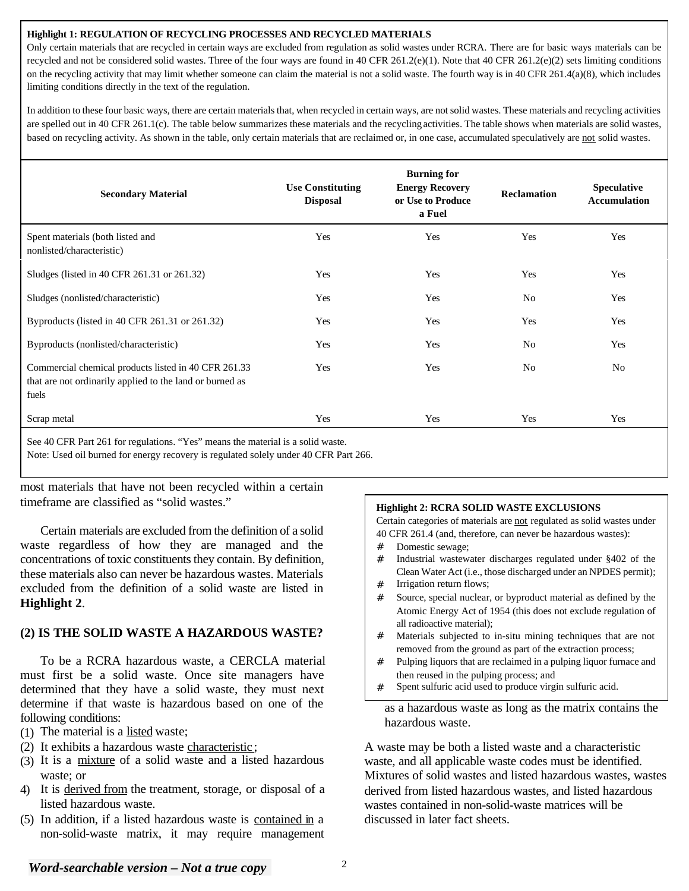**Highlight 1: REGULATION OF RECYCLING PROCESSES AND RECYCLED MATERIALS**

Only certain materials that are recycled in certain ways are excluded from regulation as solid wastes under RCRA. There are for basic ways materials can be recycled and not be considered solid wastes. Three of the four ways are found in 40 CFR 261.2(e)(1). Note that 40 CFR 261.2(e)(2) sets limiting conditions on the recycling activity that may limit whether someone can claim the material is not a solid waste. The fourth way is in 40 CFR 261.4(a)(8), which includes limiting conditions directly in the text of the regulation.

In addition to these four basic ways, there are certain materials that, when recycled in certain ways, are not solid wastes. These materials and recycling activities are spelled out in 40 CFR 261.1(c). The table below summarizes these materials and the recycling activities. The table shows when materials are solid wastes, based on recycling activity. As shown in the table, only certain materials that are reclaimed or, in one case, accumulated speculatively are not solid wastes.

| Secondary Material | Use Constituting Disposal | Burning for Energy Recovery or Use to Produce a Fuel | Reclamation | Speculative Accumulation |
|---|---|---|---|---|
| Spent materials (both listed and nonlisted/characteristic) | Yes | Yes | Yes | Yes |
| Sludges (listed in 40 CFR 261.31 or 261.32) | Yes | Yes | Yes | Yes |
| Sludges (nonlisted/characteristic) | Yes | Yes | No | Yes |
| Byproducts (listed in 40 CFR 261.31 or 261.32) | Yes | Yes | Yes | Yes |
| Byproducts (nonlisted/characteristic) | Yes | Yes | No | Yes |
| Commercial chemical products listed in 40 CFR 261.33 that are not ordinarily applied to the land or burned as fuels | Yes | Yes | No | No |
| Scrap metal | Yes | Yes | Yes | Yes |

See 40 CFR Part 261 for regulations. "Yes" means the material is a solid waste.
Note: Used oil burned for energy recovery is regulated solely under 40 CFR Part 266.

most materials that have not been recycled within a certain timeframe are classified as "solid wastes."

Certain materials are excluded from the definition of a solid waste regardless of how they are managed and the concentrations of toxic constituents they contain. By definition, these materials also can never be hazardous wastes. Materials excluded from the definition of a solid waste are listed in **Highlight 2**.

**Highlight 2: RCRA SOLID WASTE EXCLUSIONS**

Certain categories of materials are not regulated as solid wastes under 40 CFR 261.4 (and, therefore, can never be hazardous wastes):

- Domestic sewage;
- Industrial wastewater discharges regulated under §402 of the Clean Water Act (i.e., those discharged under an NPDES permit);
- Irrigation return flows;
- Source, special nuclear, or byproduct material as defined by the Atomic Energy Act of 1954 (this does not exclude regulation of all radioactive material);
- Materials subjected to in-situ mining techniques that are not removed from the ground as part of the extraction process;
- Pulping liquors that are reclaimed in a pulping liquor furnace and then reused in the pulping process; and
- Spent sulfuric acid used to produce virgin sulfuric acid.

## (2) IS THE SOLID WASTE A HAZARDOUS WASTE?

To be a RCRA hazardous waste, a CERCLA material must first be a solid waste. Once site managers have determined that they have a solid waste, they must next determine if that waste is hazardous based on one of the following conditions:

(1) The material is a listed waste;
(2) It exhibits a hazardous waste characteristic;
(3) It is a mixture of a solid waste and a listed hazardous waste; or
(4) It is derived from the treatment, storage, or disposal of a listed hazardous waste.
(5) In addition, if a listed hazardous waste is contained in a non-solid-waste matrix, it may require management as a hazardous waste as long as the matrix contains the hazardous waste.

A waste may be both a listed waste and a characteristic waste, and all applicable waste codes must be identified. Mixtures of solid wastes and listed hazardous wastes, wastes derived from listed hazardous wastes, and listed hazardous wastes contained in non-solid-waste matrices will be discussed in later fact sheets.

*Word-searchable version – Not a true copy*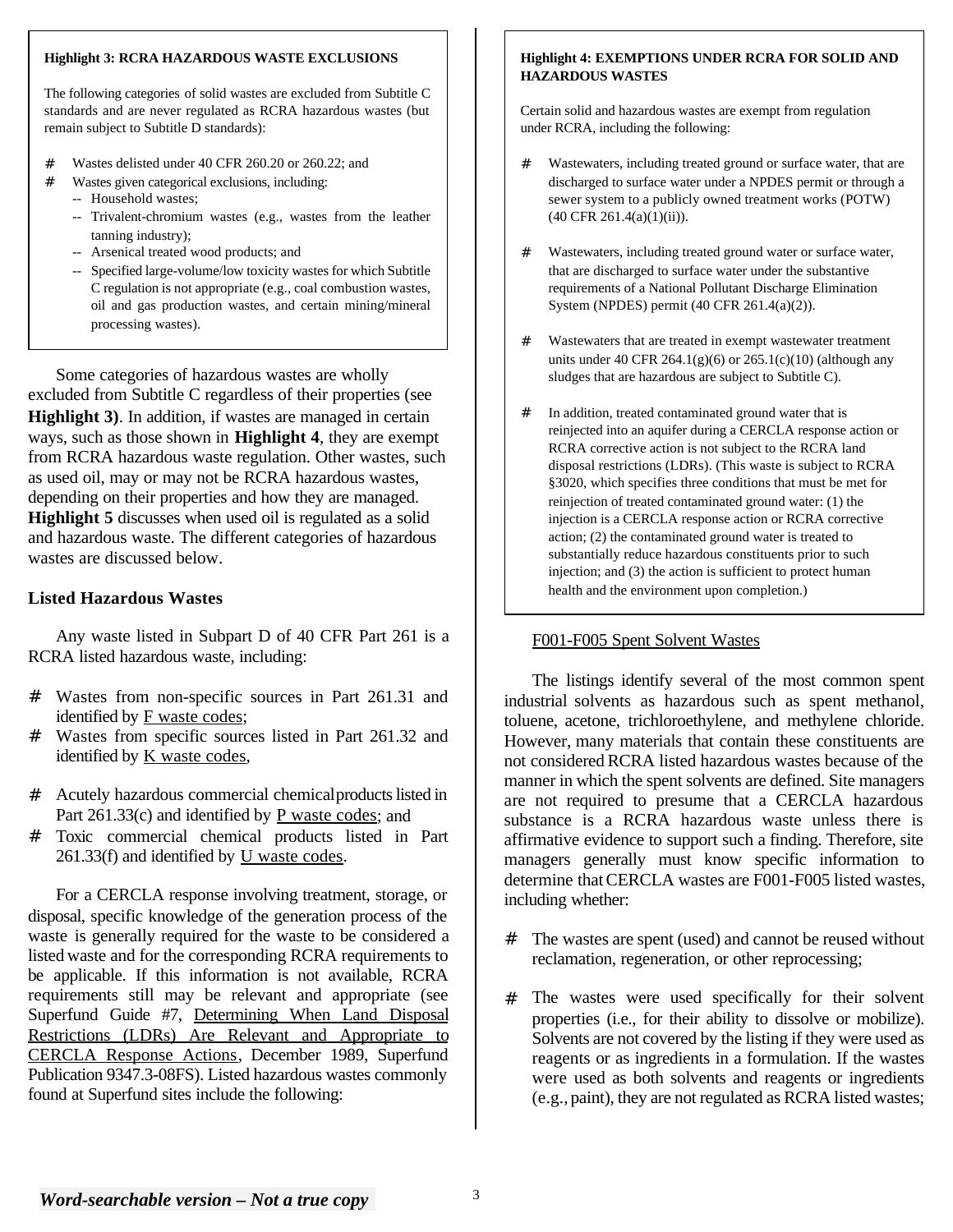**Highlight 3: RCRA HAZARDOUS WASTE EXCLUSIONS**

The following categories of solid wastes are excluded from Subtitle C standards and are never regulated as RCRA hazardous wastes (but remain subject to Subtitle D standards):

- Wastes delisted under 40 CFR 260.20 or 260.22; and
- Wastes given categorical exclusions, including:
  - Household wastes;
  - Trivalent-chromium wastes (e.g., wastes from the leather tanning industry);
  - Arsenical treated wood products; and
  - Specified large-volume/low toxicity wastes for which Subtitle C regulation is not appropriate (e.g., coal combustion wastes, oil and gas production wastes, and certain mining/mineral processing wastes).

Some categories of hazardous wastes are wholly excluded from Subtitle C regardless of their properties (see **Highlight 3)**. In addition, if wastes are managed in certain ways, such as those shown in **Highlight 4**, they are exempt from RCRA hazardous waste regulation. Other wastes, such as used oil, may or may not be RCRA hazardous wastes, depending on their properties and how they are managed. **Highlight 5** discusses when used oil is regulated as a solid and hazardous waste. The different categories of hazardous wastes are discussed below.

### Listed Hazardous Wastes

Any waste listed in Subpart D of 40 CFR Part 261 is a RCRA listed hazardous waste, including:

- Wastes from non-specific sources in Part 261.31 and identified by F waste codes;
- Wastes from specific sources listed in Part 261.32 and identified by K waste codes,
- Acutely hazardous commercial chemical products listed in Part 261.33(c) and identified by P waste codes; and
- Toxic commercial chemical products listed in Part 261.33(f) and identified by U waste codes.

For a CERCLA response involving treatment, storage, or disposal, specific knowledge of the generation process of the waste is generally required for the waste to be considered a listed waste and for the corresponding RCRA requirements to be applicable. If this information is not available, RCRA requirements still may be relevant and appropriate (see Superfund Guide #7, Determining When Land Disposal Restrictions (LDRs) Are Relevant and Appropriate to CERCLA Response Actions, December 1989, Superfund Publication 9347.3-08FS). Listed hazardous wastes commonly found at Superfund sites include the following:

**Highlight 4: EXEMPTIONS UNDER RCRA FOR SOLID AND HAZARDOUS WASTES**

Certain solid and hazardous wastes are exempt from regulation under RCRA, including the following:

- Wastewaters, including treated ground or surface water, that are discharged to surface water under a NPDES permit or through a sewer system to a publicly owned treatment works (POTW) (40 CFR 261.4(a)(1)(ii)).
- Wastewaters, including treated ground water or surface water, that are discharged to surface water under the substantive requirements of a National Pollutant Discharge Elimination System (NPDES) permit (40 CFR 261.4(a)(2)).
- Wastewaters that are treated in exempt wastewater treatment units under 40 CFR 264.1(g)(6) or 265.1(c)(10) (although any sludges that are hazardous are subject to Subtitle C).
- In addition, treated contaminated ground water that is reinjected into an aquifer during a CERCLA response action or RCRA corrective action is not subject to the RCRA land disposal restrictions (LDRs). (This waste is subject to RCRA §3020, which specifies three conditions that must be met for reinjection of treated contaminated ground water: (1) the injection is a CERCLA response action or RCRA corrective action; (2) the contaminated ground water is treated to substantially reduce hazardous constituents prior to such injection; and (3) the action is sufficient to protect human health and the environment upon completion.)

#### F001-F005 Spent Solvent Wastes

The listings identify several of the most common spent industrial solvents as hazardous such as spent methanol, toluene, acetone, trichloroethylene, and methylene chloride. However, many materials that contain these constituents are not considered RCRA listed hazardous wastes because of the manner in which the spent solvents are defined. Site managers are not required to presume that a CERCLA hazardous substance is a RCRA hazardous waste unless there is affirmative evidence to support such a finding. Therefore, site managers generally must know specific information to determine that CERCLA wastes are F001-F005 listed wastes, including whether:

- The wastes are spent (used) and cannot be reused without reclamation, regeneration, or other reprocessing;
- The wastes were used specifically for their solvent properties (i.e., for their ability to dissolve or mobilize). Solvents are not covered by the listing if they were used as reagents or as ingredients in a formulation. If the wastes were used as both solvents and reagents or ingredients (e.g., paint), they are not regulated as RCRA listed wastes;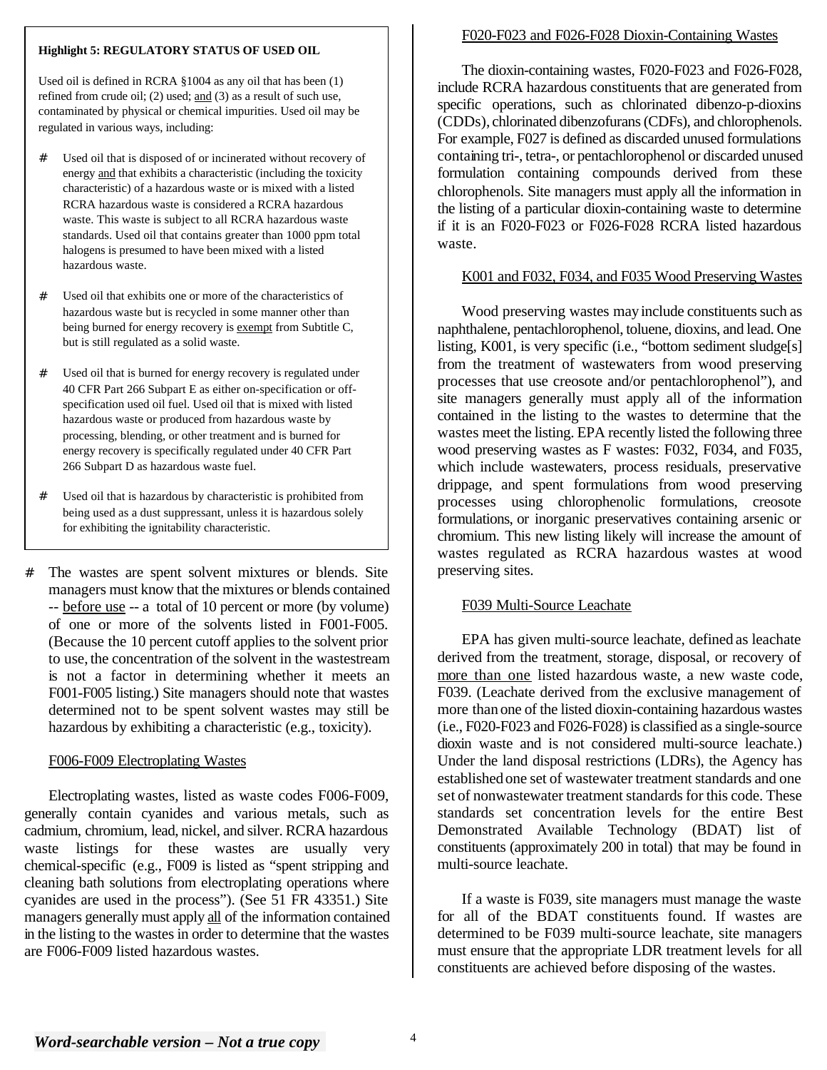**Highlight 5: REGULATORY STATUS OF USED OIL**

Used oil is defined in RCRA §1004 as any oil that has been (1) refined from crude oil; (2) used; and (3) as a result of such use, contaminated by physical or chemical impurities. Used oil may be regulated in various ways, including:

- Used oil that is disposed of or incinerated without recovery of energy and that exhibits a characteristic (including the toxicity characteristic) of a hazardous waste or is mixed with a listed RCRA hazardous waste is considered a RCRA hazardous waste. This waste is subject to all RCRA hazardous waste standards. Used oil that contains greater than 1000 ppm total halogens is presumed to have been mixed with a listed hazardous waste.
- Used oil that exhibits one or more of the characteristics of hazardous waste but is recycled in some manner other than being burned for energy recovery is exempt from Subtitle C, but is still regulated as a solid waste.
- Used oil that is burned for energy recovery is regulated under 40 CFR Part 266 Subpart E as either on-specification or off-specification used oil fuel. Used oil that is mixed with listed hazardous waste or produced from hazardous waste by processing, blending, or other treatment and is burned for energy recovery is specifically regulated under 40 CFR Part 266 Subpart D as hazardous waste fuel.
- Used oil that is hazardous by characteristic is prohibited from being used as a dust suppressant, unless it is hazardous solely for exhibiting the ignitability characteristic.

---

- The wastes are spent solvent mixtures or blends. Site managers must know that the mixtures or blends contained -- before use -- a total of 10 percent or more (by volume) of one or more of the solvents listed in F001-F005. (Because the 10 percent cutoff applies to the solvent prior to use, the concentration of the solvent in the wastestream is not a factor in determining whether it meets an F001-F005 listing.) Site managers should note that wastes determined not to be spent solvent wastes may still be hazardous by exhibiting a characteristic (e.g., toxicity).

F006-F009 Electroplating Wastes

Electroplating wastes, listed as waste codes F006-F009, generally contain cyanides and various metals, such as cadmium, chromium, lead, nickel, and silver. RCRA hazardous waste listings for these wastes are usually very chemical-specific (e.g., F009 is listed as "spent stripping and cleaning bath solutions from electroplating operations where cyanides are used in the process"). (See 51 FR 43351.) Site managers generally must apply all of the information contained in the listing to the wastes in order to determine that the wastes are F006-F009 listed hazardous wastes.

F020-F023 and F026-F028 Dioxin-Containing Wastes

The dioxin-containing wastes, F020-F023 and F026-F028, include RCRA hazardous constituents that are generated from specific operations, such as chlorinated dibenzo-p-dioxins (CDDs), chlorinated dibenzofurans (CDFs), and chlorophenols. For example, F027 is defined as discarded unused formulations containing tri-, tetra-, or pentachlorophenol or discarded unused formulation containing compounds derived from these chlorophenols. Site managers must apply all the information in the listing of a particular dioxin-containing waste to determine if it is an F020-F023 or F026-F028 RCRA listed hazardous waste.

K001 and F032, F034, and F035 Wood Preserving Wastes

Wood preserving wastes may include constituents such as naphthalene, pentachlorophenol, toluene, dioxins, and lead. One listing, K001, is very specific (i.e., "bottom sediment sludge[s] from the treatment of wastewaters from wood preserving processes that use creosote and/or pentachlorophenol"), and site managers generally must apply all of the information contained in the listing to the wastes to determine that the wastes meet the listing. EPA recently listed the following three wood preserving wastes as F wastes: F032, F034, and F035, which include wastewaters, process residuals, preservative drippage, and spent formulations from wood preserving processes using chlorophenolic formulations, creosote formulations, or inorganic preservatives containing arsenic or chromium. This new listing likely will increase the amount of wastes regulated as RCRA hazardous wastes at wood preserving sites.

F039 Multi-Source Leachate

EPA has given multi-source leachate, defined as leachate derived from the treatment, storage, disposal, or recovery of more than one listed hazardous waste, a new waste code, F039. (Leachate derived from the exclusive management of more than one of the listed dioxin-containing hazardous wastes (i.e., F020-F023 and F026-F028) is classified as a single-source dioxin waste and is not considered multi-source leachate.) Under the land disposal restrictions (LDRs), the Agency has established one set of wastewater treatment standards and one set of nonwastewater treatment standards for this code. These standards set concentration levels for the entire Best Demonstrated Available Technology (BDAT) list of constituents (approximately 200 in total) that may be found in multi-source leachate.

If a waste is F039, site managers must manage the waste for all of the BDAT constituents found. If wastes are determined to be F039 multi-source leachate, site managers must ensure that the appropriate LDR treatment levels for all constituents are achieved before disposing of the wastes.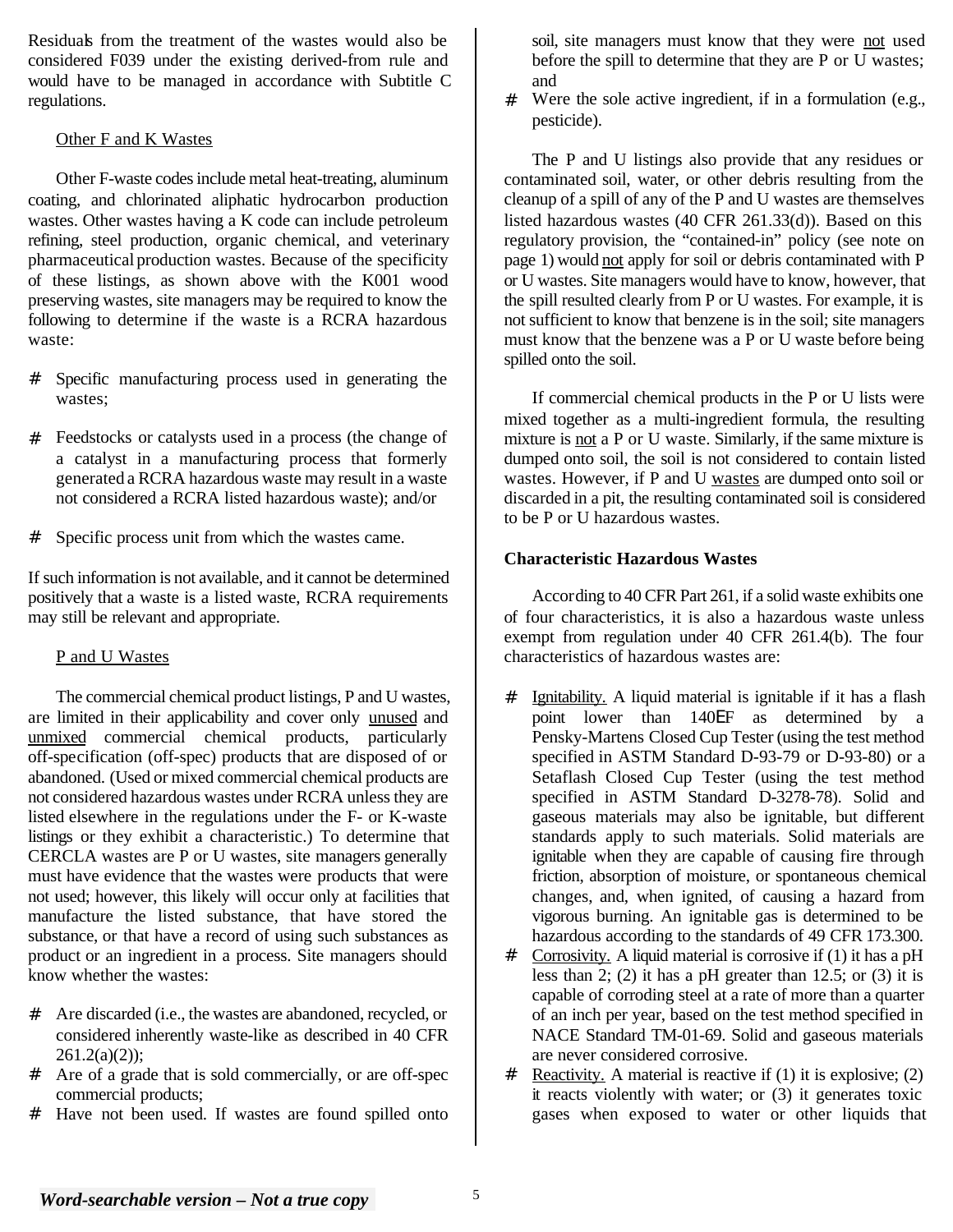Residuals from the treatment of the wastes would also be considered F039 under the existing derived-from rule and would have to be managed in accordance with Subtitle C regulations.

Other F and K Wastes

Other F-waste codes include metal heat-treating, aluminum coating, and chlorinated aliphatic hydrocarbon production wastes. Other wastes having a K code can include petroleum refining, steel production, organic chemical, and veterinary pharmaceutical production wastes. Because of the specificity of these listings, as shown above with the K001 wood preserving wastes, site managers may be required to know the following to determine if the waste is a RCRA hazardous waste:

- Specific manufacturing process used in generating the wastes;
- Feedstocks or catalysts used in a process (the change of a catalyst in a manufacturing process that formerly generated a RCRA hazardous waste may result in a waste not considered a RCRA listed hazardous waste); and/or
- Specific process unit from which the wastes came.

If such information is not available, and it cannot be determined positively that a waste is a listed waste, RCRA requirements may still be relevant and appropriate.

P and U Wastes

The commercial chemical product listings, P and U wastes, are limited in their applicability and cover only unused and unmixed commercial chemical products, particularly off-specification (off-spec) products that are disposed of or abandoned. (Used or mixed commercial chemical products are not considered hazardous wastes under RCRA unless they are listed elsewhere in the regulations under the F- or K-waste listings or they exhibit a characteristic.) To determine that CERCLA wastes are P or U wastes, site managers generally must have evidence that the wastes were products that were not used; however, this likely will occur only at facilities that manufacture the listed substance, that have stored the substance, or that have a record of using such substances as product or an ingredient in a process. Site managers should know whether the wastes:

- Are discarded (i.e., the wastes are abandoned, recycled, or considered inherently waste-like as described in 40 CFR 261.2(a)(2));
- Are of a grade that is sold commercially, or are off-spec commercial products;
- Have not been used. If wastes are found spilled onto soil, site managers must know that they were not used before the spill to determine that they are P or U wastes; and
- Were the sole active ingredient, if in a formulation (e.g., pesticide).

The P and U listings also provide that any residues or contaminated soil, water, or other debris resulting from the cleanup of a spill of any of the P and U wastes are themselves listed hazardous wastes (40 CFR 261.33(d)). Based on this regulatory provision, the "contained-in" policy (see note on page 1) would not apply for soil or debris contaminated with P or U wastes. Site managers would have to know, however, that the spill resulted clearly from P or U wastes. For example, it is not sufficient to know that benzene is in the soil; site managers must know that the benzene was a P or U waste before being spilled onto the soil.

If commercial chemical products in the P or U lists were mixed together as a multi-ingredient formula, the resulting mixture is not a P or U waste. Similarly, if the same mixture is dumped onto soil, the soil is not considered to contain listed wastes. However, if P and U wastes are dumped onto soil or discarded in a pit, the resulting contaminated soil is considered to be P or U hazardous wastes.

**Characteristic Hazardous Wastes**

According to 40 CFR Part 261, if a solid waste exhibits one of four characteristics, it is also a hazardous waste unless exempt from regulation under 40 CFR 261.4(b). The four characteristics of hazardous wastes are:

- Ignitability. A liquid material is ignitable if it has a flash point lower than 140°F as determined by a Pensky-Martens Closed Cup Tester (using the test method specified in ASTM Standard D-93-79 or D-93-80) or a Setaflash Closed Cup Tester (using the test method specified in ASTM Standard D-3278-78). Solid and gaseous materials may also be ignitable, but different standards apply to such materials. Solid materials are ignitable when they are capable of causing fire through friction, absorption of moisture, or spontaneous chemical changes, and, when ignited, of causing a hazard from vigorous burning. An ignitable gas is determined to be hazardous according to the standards of 49 CFR 173.300.
- Corrosivity. A liquid material is corrosive if (1) it has a pH less than 2; (2) it has a pH greater than 12.5; or (3) it is capable of corroding steel at a rate of more than a quarter of an inch per year, based on the test method specified in NACE Standard TM-01-69. Solid and gaseous materials are never considered corrosive.
- Reactivity. A material is reactive if (1) it is explosive; (2) it reacts violently with water; or (3) it generates toxic gases when exposed to water or other liquids that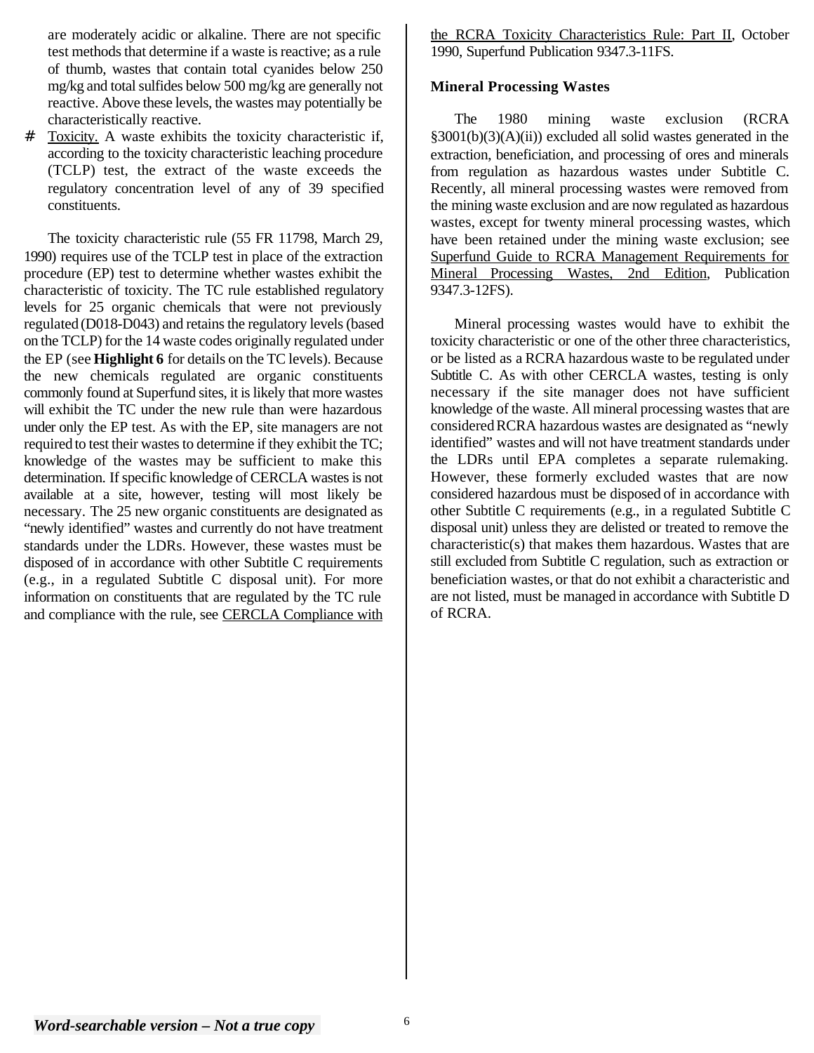are moderately acidic or alkaline. There are not specific test methods that determine if a waste is reactive; as a rule of thumb, wastes that contain total cyanides below 250 mg/kg and total sulfides below 500 mg/kg are generally not reactive. Above these levels, the wastes may potentially be characteristically reactive.

# Toxicity. A waste exhibits the toxicity characteristic if, according to the toxicity characteristic leaching procedure (TCLP) test, the extract of the waste exceeds the regulatory concentration level of any of 39 specified constituents.

The toxicity characteristic rule (55 FR 11798, March 29, 1990) requires use of the TCLP test in place of the extraction procedure (EP) test to determine whether wastes exhibit the characteristic of toxicity. The TC rule established regulatory levels for 25 organic chemicals that were not previously regulated (D018-D043) and retains the regulatory levels (based on the TCLP) for the 14 waste codes originally regulated under the EP (see **Highlight 6** for details on the TC levels). Because the new chemicals regulated are organic constituents commonly found at Superfund sites, it is likely that more wastes will exhibit the TC under the new rule than were hazardous under only the EP test. As with the EP, site managers are not required to test their wastes to determine if they exhibit the TC; knowledge of the wastes may be sufficient to make this determination. If specific knowledge of CERCLA wastes is not available at a site, however, testing will most likely be necessary. The 25 new organic constituents are designated as "newly identified" wastes and currently do not have treatment standards under the LDRs. However, these wastes must be disposed of in accordance with other Subtitle C requirements (e.g., in a regulated Subtitle C disposal unit). For more information on constituents that are regulated by the TC rule and compliance with the rule, see CERCLA Compliance with the RCRA Toxicity Characteristics Rule: Part II, October 1990, Superfund Publication 9347.3-11FS.

**Mineral Processing Wastes**

The 1980 mining waste exclusion (RCRA §3001(b)(3)(A)(ii)) excluded all solid wastes generated in the extraction, beneficiation, and processing of ores and minerals from regulation as hazardous wastes under Subtitle C. Recently, all mineral processing wastes were removed from the mining waste exclusion and are now regulated as hazardous wastes, except for twenty mineral processing wastes, which have been retained under the mining waste exclusion; see Superfund Guide to RCRA Management Requirements for Mineral Processing Wastes, 2nd Edition, Publication 9347.3-12FS).

Mineral processing wastes would have to exhibit the toxicity characteristic or one of the other three characteristics, or be listed as a RCRA hazardous waste to be regulated under Subtitle C. As with other CERCLA wastes, testing is only necessary if the site manager does not have sufficient knowledge of the waste. All mineral processing wastes that are considered RCRA hazardous wastes are designated as "newly identified" wastes and will not have treatment standards under the LDRs until EPA completes a separate rulemaking. However, these formerly excluded wastes that are now considered hazardous must be disposed of in accordance with other Subtitle C requirements (e.g., in a regulated Subtitle C disposal unit) unless they are delisted or treated to remove the characteristic(s) that makes them hazardous. Wastes that are still excluded from Subtitle C regulation, such as extraction or beneficiation wastes, or that do not exhibit a characteristic and are not listed, must be managed in accordance with Subtitle D of RCRA.

***Word-searchable version – Not a true copy***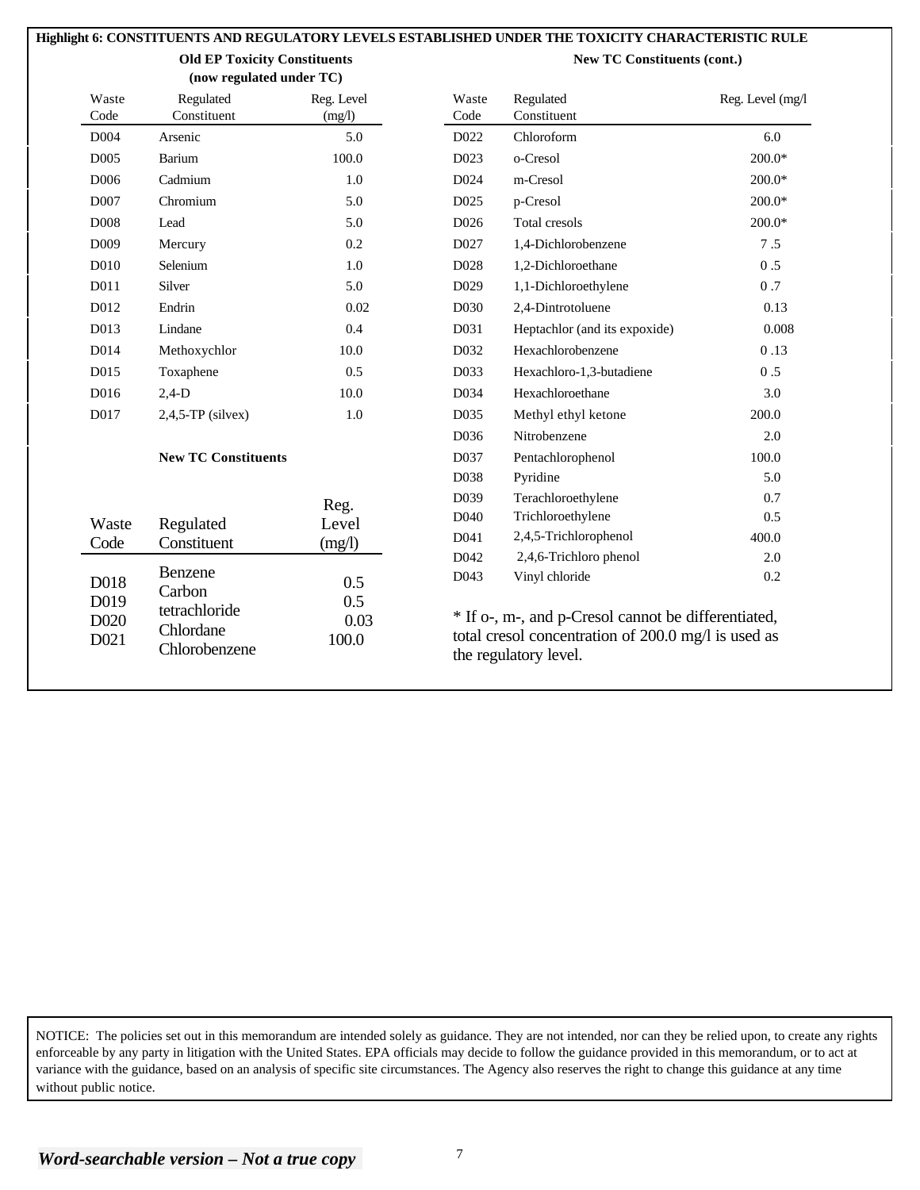**Highlight 6: CONSTITUENTS AND REGULATORY LEVELS ESTABLISHED UNDER THE TOXICITY CHARACTERISTIC RULE**

**Old EP Toxicity Constituents (now regulated under TC)**

| Waste Code | Regulated Constituent | Reg. Level (mg/l) |
|---|---|---|
| D004 | Arsenic | 5.0 |
| D005 | Barium | 100.0 |
| D006 | Cadmium | 1.0 |
| D007 | Chromium | 5.0 |
| D008 | Lead | 5.0 |
| D009 | Mercury | 0.2 |
| D010 | Selenium | 1.0 |
| D011 | Silver | 5.0 |
| D012 | Endrin | 0.02 |
| D013 | Lindane | 0.4 |
| D014 | Methoxychlor | 10.0 |
| D015 | Toxaphene | 0.5 |
| D016 | 2,4-D | 10.0 |
| D017 | 2,4,5-TP (silvex) | 1.0 |

**New TC Constituents**

| Waste Code | Regulated Constituent | Reg. Level (mg/l) |
|---|---|---|
| D018 | Benzene | 0.5 |
| D019 | Carbon tetrachloride | 0.5 |
| D020 | Chlordane | 0.03 |
| D021 | Chlorobenzene | 100.0 |

**New TC Constituents (cont.)**

| Waste Code | Regulated Constituent | Reg. Level (mg/l |
|---|---|---|
| D022 | Chloroform | 6.0 |
| D023 | o-Cresol | 200.0* |
| D024 | m-Cresol | 200.0* |
| D025 | p-Cresol | 200.0* |
| D026 | Total cresols | 200.0* |
| D027 | 1,4-Dichlorobenzene | 7.5 |
| D028 | 1,2-Dichloroethane | 0.5 |
| D029 | 1,1-Dichloroethylene | 0.7 |
| D030 | 2,4-Dintrotoluene | 0.13 |
| D031 | Heptachlor (and its expoxide) | 0.008 |
| D032 | Hexachlorobenzene | 0.13 |
| D033 | Hexachloro-1,3-butadiene | 0.5 |
| D034 | Hexachloroethane | 3.0 |
| D035 | Methyl ethyl ketone | 200.0 |
| D036 | Nitrobenzene | 2.0 |
| D037 | Pentachlorophenol | 100.0 |
| D038 | Pyridine | 5.0 |
| D039 | Terachloroethylene | 0.7 |
| D040 | Trichloroethylene | 0.5 |
| D041 | 2,4,5-Trichlorophenol | 400.0 |
| D042 | 2,4,6-Trichloro phenol | 2.0 |
| D043 | Vinyl chloride | 0.2 |

* If o-, m-, and p-Cresol cannot be differentiated, total cresol concentration of 200.0 mg/l is used as the regulatory level.

NOTICE: The policies set out in this memorandum are intended solely as guidance. They are not intended, nor can they be relied upon, to create any rights enforceable by any party in litigation with the United States. EPA officials may decide to follow the guidance provided in this memorandum, or to act at variance with the guidance, based on an analysis of specific site circumstances. The Agency also reserves the right to change this guidance at any time without public notice.

***Word-searchable version – Not a true copy***